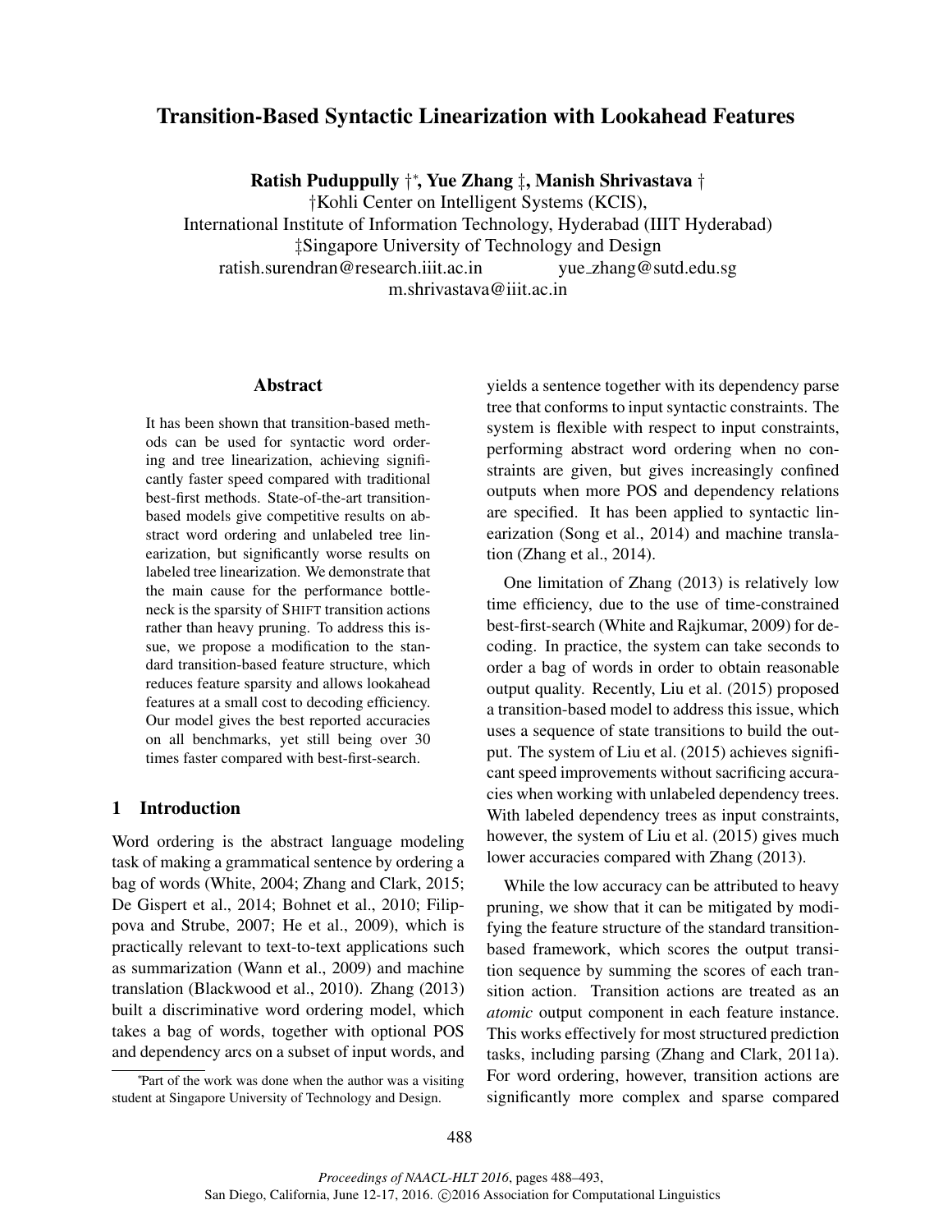# Transition-Based Syntactic Linearization with Lookahead Features

**Ratish Puduppully †[*], Yue Zhang ‡, Manish Shrivastava †**

†Kohli Center on Intelligent Systems (KCIS),
International Institute of Information Technology, Hyderabad (IIIT Hyderabad)
‡Singapore University of Technology and Design
ratish.surendran@research.iiit.ac.in yue_zhang@sutd.edu.sg
m.shrivastava@iiit.ac.in

## Abstract

It has been shown that transition-based methods can be used for syntactic word ordering and tree linearization, achieving significantly faster speed compared with traditional best-first methods. State-of-the-art transition-based models give competitive results on abstract word ordering and unlabeled tree linearization, but significantly worse results on labeled tree linearization. We demonstrate that the main cause for the performance bottleneck is the sparsity of SHIFT transition actions rather than heavy pruning. To address this issue, we propose a modification to the standard transition-based feature structure, which reduces feature sparsity and allows lookahead features at a small cost to decoding efficiency. Our model gives the best reported accuracies on all benchmarks, yet still being over 30 times faster compared with best-first-search.

## 1 Introduction

Word ordering is the abstract language modeling task of making a grammatical sentence by ordering a bag of words (White, 2004; Zhang and Clark, 2015; De Gispert et al., 2014; Bohnet et al., 2010; Filippova and Strube, 2007; He et al., 2009), which is practically relevant to text-to-text applications such as summarization (Wann et al., 2009) and machine translation (Blackwood et al., 2010). Zhang (2013) built a discriminative word ordering model, which takes a bag of words, together with optional POS and dependency arcs on a subset of input words, and yields a sentence together with its dependency parse tree that conforms to input syntactic constraints. The system is flexible with respect to input constraints, performing abstract word ordering when no constraints are given, but gives increasingly confined outputs when more POS and dependency relations are specified. It has been applied to syntactic linearization (Song et al., 2014) and machine translation (Zhang et al., 2014).

One limitation of Zhang (2013) is relatively low time efficiency, due to the use of time-constrained best-first-search (White and Rajkumar, 2009) for decoding. In practice, the system can take seconds to order a bag of words in order to obtain reasonable output quality. Recently, Liu et al. (2015) proposed a transition-based model to address this issue, which uses a sequence of state transitions to build the output. The system of Liu et al. (2015) achieves significant speed improvements without sacrificing accuracies when working with unlabeled dependency trees. With labeled dependency trees as input constraints, however, the system of Liu et al. (2015) gives much lower accuracies compared with Zhang (2013).

While the low accuracy can be attributed to heavy pruning, we show that it can be mitigated by modifying the feature structure of the standard transition-based framework, which scores the output transition sequence by summing the scores of each transition action. Transition actions are treated as an *atomic* output component in each feature instance. This works effectively for most structured prediction tasks, including parsing (Zhang and Clark, 2011a). For word ordering, however, transition actions are significantly more complex and sparse compared

[*]Part of the work was done when the author was a visiting student at Singapore University of Technology and Design.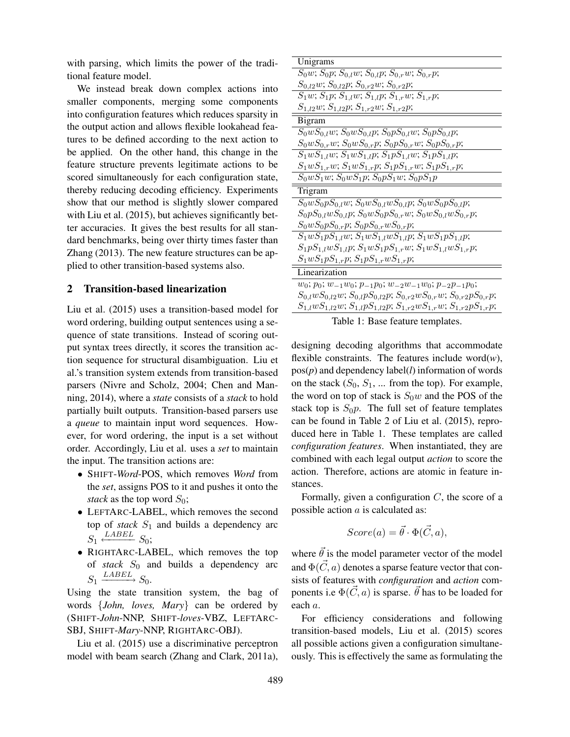with parsing, which limits the power of the traditional feature model.

We instead break down complex actions into smaller components, merging some components into configuration features which reduces sparsity in the output action and allows flexible lookahead features to be defined according to the next action to be applied. On the other hand, this change in the feature structure prevents legitimate actions to be scored simultaneously for each configuration state, thereby reducing decoding efficiency. Experiments show that our method is slightly slower compared with Liu et al. (2015), but achieves significantly better accuracies. It gives the best results for all standard benchmarks, being over thirty times faster than Zhang (2013). The new feature structures can be applied to other transition-based systems also.

## 2 Transition-based linearization

Liu et al. (2015) uses a transition-based model for word ordering, building output sentences using a sequence of state transitions. Instead of scoring output syntax trees directly, it scores the transition action sequence for structural disambiguation. Liu et al.'s transition system extends from transition-based parsers (Nivre and Scholz, 2004; Chen and Manning, 2014), where a *state* consists of a *stack* to hold partially built outputs. Transition-based parsers use a *queue* to maintain input word sequences. However, for word ordering, the input is a set without order. Accordingly, Liu et al. uses a *set* to maintain the input. The transition actions are:

- SHIFT-*Word*-POS, which removes *Word* from the *set*, assigns POS to it and pushes it onto the *stack* as the top word $S_0$;
- LEFTARC-LABEL, which removes the second top of *stack* $S_1$ and builds a dependency arc $S_1 \xleftarrow{LABEL} S_0$;
- RIGHTARC-LABEL, which removes the top of *stack* $S_0$ and builds a dependency arc $S_1 \xrightarrow{LABEL} S_0$.

Using the state transition system, the bag of words {*John, loves, Mary*} can be ordered by (SHIFT-*John*-NNP, SHIFT-*loves*-VBZ, LEFTARC-SBJ, SHIFT-*Mary*-NNP, RIGHTARC-OBJ).

Liu et al. (2015) use a discriminative perceptron model with beam search (Zhang and Clark, 2011a), designing decoding algorithms that accommodate flexible constraints. The features include word($w$), pos($p$) and dependency label($l$) information of words on the stack ($S_0$, $S_1$, ... from the top). For example, the word on top of stack is $S_0w$ and the POS of the stack top is $S_0p$. The full set of feature templates can be found in Table 2 of Liu et al. (2015), reproduced here in Table 1. These templates are called *configuration features*. When instantiated, they are combined with each legal output *action* to score the action. Therefore, actions are atomic in feature instances.

| Unigrams |
|---|
| $S_0w$; $S_0p$; $S_{0,l}w$; $S_{0,l}p$; $S_{0,r}w$; $S_{0,r}p$; |
| $S_{0,l2}w$; $S_{0,l2}p$; $S_{0,r2}w$; $S_{0,r2}p$; |
| $S_1w$; $S_1p$; $S_{1,l}w$; $S_{1,l}p$; $S_{1,r}w$; $S_{1,r}p$; |
| $S_{1,l2}w$; $S_{1,l2}p$; $S_{1,r2}w$; $S_{1,r2}p$; |
| **Bigram** |
| $S_0wS_{0,l}w$; $S_0wS_{0,l}p$; $S_0pS_{0,l}w$; $S_0pS_{0,l}p$; |
| $S_0wS_{0,r}w$; $S_0wS_{0,r}p$; $S_0pS_{0,r}w$; $S_0pS_{0,r}p$; |
| $S_1wS_{1,l}w$; $S_1wS_{1,l}p$; $S_1pS_{1,l}w$; $S_1pS_{1,l}p$; |
| $S_1wS_{1,r}w$; $S_1wS_{1,r}p$; $S_1pS_{1,r}w$; $S_1pS_{1,r}p$; |
| $S_0wS_1w$; $S_0wS_1p$; $S_0pS_1w$; $S_0pS_1p$ |
| **Trigram** |
| $S_0wS_0pS_{0,l}w$; $S_0wS_{0,l}wS_{0,l}p$; $S_0wS_0pS_{0,l}p$; |
| $S_0pS_{0,l}wS_{0,l}p$; $S_0wS_0pS_{0,r}w$; $S_0wS_{0,l}wS_{0,r}p$; |
| $S_0wS_0pS_{0,r}p$; $S_0pS_{0,r}wS_{0,r}p$; |
| $S_1wS_1pS_{1,l}w$; $S_1wS_{1,l}wS_{1,l}p$; $S_1wS_1pS_{1,l}p$; |
| $S_1pS_{1,l}wS_{1,l}p$; $S_1wS_1pS_{1,r}w$; $S_1wS_{1,l}wS_{1,r}p$; |
| $S_1wS_1pS_{1,r}p$; $S_1pS_{1,r}wS_{1,r}p$; |
| **Linearization** |
| $w_0$; $p_0$; $w_{-1}w_0$; $p_{-1}p_0$; $w_{-2}w_{-1}w_0$; $p_{-2}p_{-1}p_0$; |
| $S_{0,l}wS_{0,l2}w$; $S_{0,l}pS_{0,l2}p$; $S_{0,r2}wS_{0,r}w$; $S_{0,r2}pS_{0,r}p$; |
| $S_{1,l}wS_{1,l2}w$; $S_{1,l}pS_{1,l2}p$; $S_{1,r2}wS_{1,r}w$; $S_{1,r2}pS_{1,r}p$; |

Table 1: Base feature templates.

Formally, given a configuration $C$, the score of a possible action $a$ is calculated as:

$$Score(a) = \vec{\theta} \cdot \Phi(\vec{C}, a),$$

where $\vec{\theta}$ is the model parameter vector of the model and $\Phi(\vec{C}, a)$ denotes a sparse feature vector that consists of features with *configuration* and *action* components i.e $\Phi(\vec{C}, a)$ is sparse. $\vec{\theta}$ has to be loaded for each $a$.

For efficiency considerations and following transition-based models, Liu et al. (2015) scores all possible actions given a configuration simultaneously. This is effectively the same as formulating the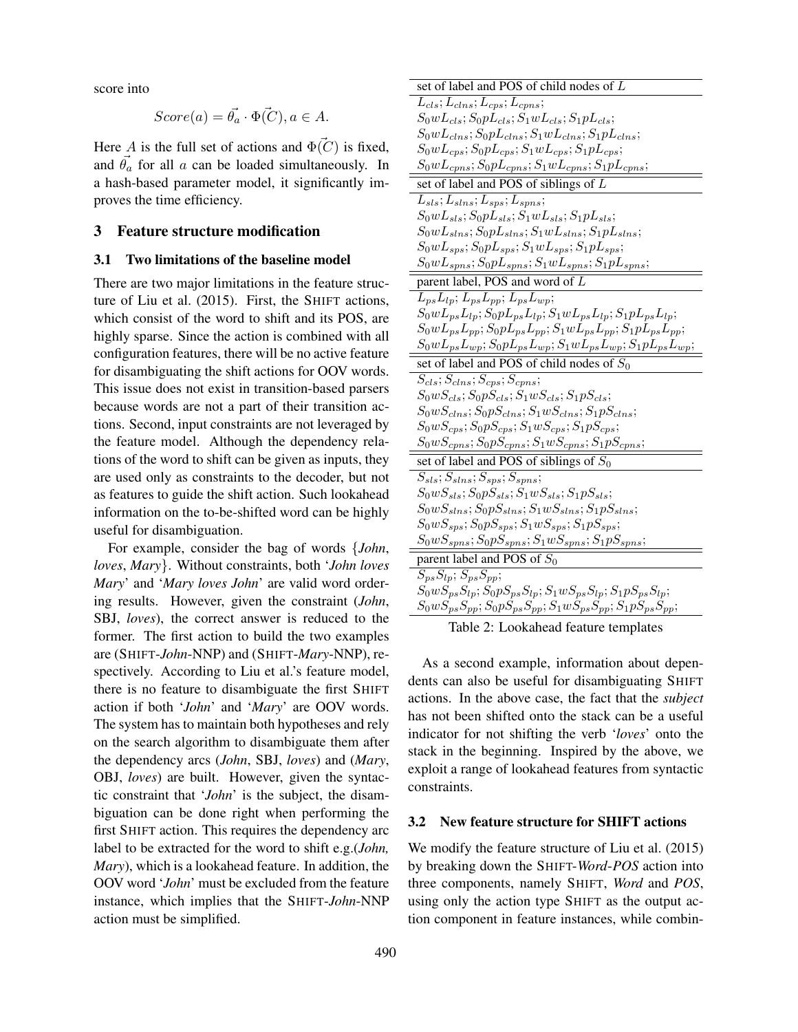score into

$$Score(a) = \vec{\theta_a} \cdot \Phi(\vec{C}), a \in A.$$

Here $A$ is the full set of actions and $\Phi(\vec{C})$ is fixed, and $\vec{\theta_a}$ for all $a$ can be loaded simultaneously. In a hash-based parameter model, it significantly improves the time efficiency.

## 3 Feature structure modification

### 3.1 Two limitations of the baseline model

There are two major limitations in the feature structure of Liu et al. (2015). First, the SHIFT actions, which consist of the word to shift and its POS, are highly sparse. Since the action is combined with all configuration features, there will be no active feature for disambiguating the shift actions for OOV words. This issue does not exist in transition-based parsers because words are not a part of their transition actions. Second, input constraints are not leveraged by the feature model. Although the dependency relations of the word to shift can be given as inputs, they are used only as constraints to the decoder, but not as features to guide the shift action. Such lookahead information on the to-be-shifted word can be highly useful for disambiguation.

For example, consider the bag of words {*John*, *loves*, *Mary*}. Without constraints, both '*John loves Mary*' and '*Mary loves John*' are valid word ordering results. However, given the constraint (*John*, SBJ, *loves*), the correct answer is reduced to the former. The first action to build the two examples are (SHIFT-*John*-NNP) and (SHIFT-*Mary*-NNP), respectively. According to Liu et al.'s feature model, there is no feature to disambiguate the first SHIFT action if both '*John*' and '*Mary*' are OOV words. The system has to maintain both hypotheses and rely on the search algorithm to disambiguate them after the dependency arcs (*John*, SBJ, *loves*) and (*Mary*, OBJ, *loves*) are built. However, given the syntactic constraint that '*John*' is the subject, the disambiguation can be done right when performing the first SHIFT action. This requires the dependency arc label to be extracted for the word to shift e.g.(*John, Mary*), which is a lookahead feature. In addition, the OOV word '*John*' must be excluded from the feature instance, which implies that the SHIFT-*John*-NNP action must be simplified.

| set of label and POS of child nodes of $L$ |
|---|
| $L_{cls}; L_{clns}; L_{cps}; L_{cpns};$ |
| $S_0wL_{cls}; S_0pL_{cls}; S_1wL_{cls}; S_1pL_{cls};$ |
| $S_0wL_{clns}; S_0pL_{clns}; S_1wL_{clns}; S_1pL_{clns};$ |
| $S_0wL_{cps}; S_0pL_{cps}; S_1wL_{cps}; S_1pL_{cps};$ |
| $S_0wL_{cpns}; S_0pL_{cpns}; S_1wL_{cpns}; S_1pL_{cpns};$ |
| **set of label and POS of siblings of $L$** |
| $L_{sls}; L_{slns}; L_{sps}; L_{spns};$ |
| $S_0wL_{sls}; S_0pL_{sls}; S_1wL_{sls}; S_1pL_{sls};$ |
| $S_0wL_{slns}; S_0pL_{slns}; S_1wL_{slns}; S_1pL_{slns};$ |
| $S_0wL_{sps}; S_0pL_{sps}; S_1wL_{sps}; S_1pL_{sps};$ |
| $S_0wL_{spns}; S_0pL_{spns}; S_1wL_{spns}; S_1pL_{spns};$ |
| **parent label, POS and word of $L$** |
| $L_{ps}L_{lp}; L_{ps}L_{pp}; L_{ps}L_{wp};$ |
| $S_0wL_{ps}L_{lp}; S_0pL_{ps}L_{lp}; S_1wL_{ps}L_{lp}; S_1pL_{ps}L_{lp};$ |
| $S_0wL_{ps}L_{pp}; S_0pL_{ps}L_{pp}; S_1wL_{ps}L_{pp}; S_1pL_{ps}L_{pp};$ |
| $S_0wL_{ps}L_{wp}; S_0pL_{ps}L_{wp}; S_1wL_{ps}L_{wp}; S_1pL_{ps}L_{wp};$ |
| **set of label and POS of child nodes of $S_0$** |
| $S_{cls}; S_{clns}; S_{cps}; S_{cpns};$ |
| $S_0wS_{cls}; S_0pS_{cls}; S_1wS_{cls}; S_1pS_{cls};$ |
| $S_0wS_{clns}; S_0pS_{clns}; S_1wS_{clns}; S_1pS_{clns};$ |
| $S_0wS_{cps}; S_0pS_{cps}; S_1wS_{cps}; S_1pS_{cps};$ |
| $S_0wS_{cpns}; S_0pS_{cpns}; S_1wS_{cpns}; S_1pS_{cpns};$ |
| **set of label and POS of siblings of $S_0$** |
| $S_{sls}; S_{slns}; S_{sps}; S_{spns};$ |
| $S_0wS_{sls}; S_0pS_{sls}; S_1wS_{sls}; S_1pS_{sls};$ |
| $S_0wS_{slns}; S_0pS_{slns}; S_1wS_{slns}; S_1pS_{slns};$ |
| $S_0wS_{sps}; S_0pS_{sps}; S_1wS_{sps}; S_1pS_{sps};$ |
| $S_0wS_{spns}; S_0pS_{spns}; S_1wS_{spns}; S_1pS_{spns};$ |
| **parent label and POS of $S_0$** |
| $S_{ps}S_{lp}; S_{ps}S_{pp};$ |
| $S_0wS_{ps}S_{lp}; S_0pS_{ps}S_{lp}; S_1wS_{ps}S_{lp}; S_1pS_{ps}S_{lp};$ |
| $S_0wS_{ps}S_{pp}; S_0pS_{ps}S_{pp}; S_1wS_{ps}S_{pp}; S_1pS_{ps}S_{pp};$ |

Table 2: Lookahead feature templates

As a second example, information about dependents can also be useful for disambiguating SHIFT actions. In the above case, the fact that the *subject* has not been shifted onto the stack can be a useful indicator for not shifting the verb '*loves*' onto the stack in the beginning. Inspired by the above, we exploit a range of lookahead features from syntactic constraints.

### 3.2 New feature structure for SHIFT actions

We modify the feature structure of Liu et al. (2015) by breaking down the SHIFT-*Word-POS* action into three components, namely SHIFT, *Word* and *POS*, using only the action type SHIFT as the output action component in feature instances, while combin-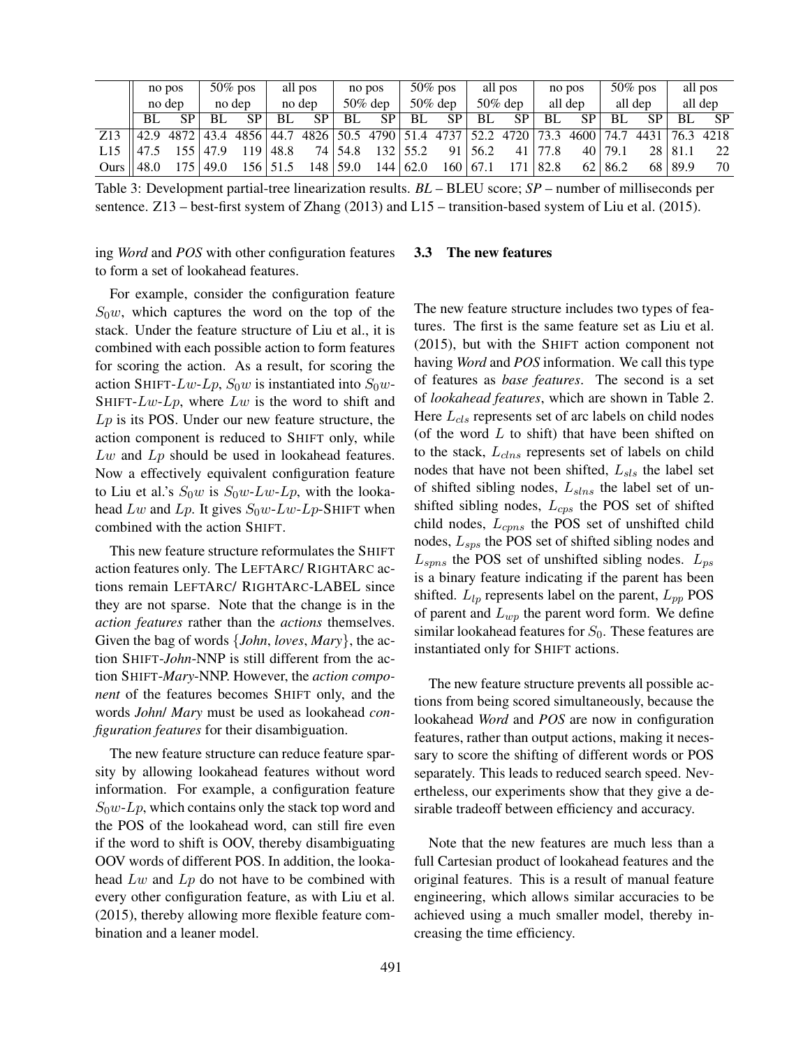| | no pos | | 50% pos | | all pos | | no pos | | 50% pos | | all pos | | no pos | | 50% pos | | all pos | |
|---|---|---|---|---|---|---|---|---|---|---|---|---|---|---|---|---|---|---|
| | no dep | | no dep | | no dep | | 50% dep | | 50% dep | | 50% dep | | all dep | | all dep | | all dep | |
| | BL | SP | BL | SP | BL | SP | BL | SP | BL | SP | BL | SP | BL | SP | BL | SP | BL | SP |
| Z13 | 42.9 | 4872 | 43.4 | 4856 | 44.7 | 4826 | 50.5 | 4790 | 51.4 | 4737 | 52.2 | 4720 | 73.3 | 4600 | 74.7 | 4431 | 76.3 | 4218 |
| L15 | 47.5 | 155 | 47.9 | 119 | 48.8 | 74 | 54.8 | 132 | 55.2 | 91 | 56.2 | 41 | 77.8 | 40 | 79.1 | 28 | 81.1 | 22 |
| Ours | 48.0 | 175 | 49.0 | 156 | 51.5 | 148 | 59.0 | 144 | 62.0 | 160 | 67.1 | 171 | 82.8 | 62 | 86.2 | 68 | 89.9 | 70 |

Table 3: Development partial-tree linearization results. *BL* – BLEU score; *SP* – number of milliseconds per sentence. Z13 – best-first system of Zhang (2013) and L15 – transition-based system of Liu et al. (2015).

ing *Word* and *POS* with other configuration features to form a set of lookahead features.

For example, consider the configuration feature $S_0w$, which captures the word on the top of the stack. Under the feature structure of Liu et al., it is combined with each possible action to form features for scoring the action. As a result, for scoring the action SHIFT-$Lw$-$Lp$, $S_0w$ is instantiated into $S_0w$-SHIFT-$Lw$-$Lp$, where $Lw$ is the word to shift and $Lp$ is its POS. Under our new feature structure, the action component is reduced to SHIFT only, while $Lw$ and $Lp$ should be used in lookahead features. Now a effectively equivalent configuration feature to Liu et al.'s $S_0w$ is $S_0w$-$Lw$-$Lp$, with the lookahead $Lw$ and $Lp$. It gives $S_0w$-$Lw$-$Lp$-SHIFT when combined with the action SHIFT.

This new feature structure reformulates the SHIFT action features only. The LEFTARC/ RIGHTARC actions remain LEFTARC/ RIGHTARC-LABEL since they are not sparse. Note that the change is in the *action features* rather than the *actions* themselves. Given the bag of words {*John*, *loves*, *Mary*}, the action SHIFT-*John*-NNP is still different from the action SHIFT-*Mary*-NNP. However, the *action component* of the features becomes SHIFT only, and the words *John*/ *Mary* must be used as lookahead *configuration features* for their disambiguation.

The new feature structure can reduce feature sparsity by allowing lookahead features without word information. For example, a configuration feature $S_0w$-$Lp$, which contains only the stack top word and the POS of the lookahead word, can still fire even if the word to shift is OOV, thereby disambiguating OOV words of different POS. In addition, the lookahead $Lw$ and $Lp$ do not have to be combined with every other configuration feature, as with Liu et al. (2015), thereby allowing more flexible feature combination and a leaner model.

### 3.3 The new features

The new feature structure includes two types of features. The first is the same feature set as Liu et al. (2015), but with the SHIFT action component not having *Word* and *POS* information. We call this type of features as *base features*. The second is a set of *lookahead features*, which are shown in Table 2. Here $L_{cls}$ represents set of arc labels on child nodes (of the word $L$ to shift) that have been shifted on to the stack, $L_{clns}$ represents set of labels on child nodes that have not been shifted, $L_{sls}$ the label set of shifted sibling nodes, $L_{slns}$ the label set of unshifted sibling nodes, $L_{cps}$ the POS set of shifted child nodes, $L_{cpns}$ the POS set of unshifted child nodes, $L_{sps}$ the POS set of shifted sibling nodes and $L_{spns}$ the POS set of unshifted sibling nodes. $L_{ps}$ is a binary feature indicating if the parent has been shifted. $L_{lp}$ represents label on the parent, $L_{pp}$ POS of parent and $L_{wp}$ the parent word form. We define similar lookahead features for $S_0$. These features are instantiated only for SHIFT actions.

The new feature structure prevents all possible actions from being scored simultaneously, because the lookahead *Word* and *POS* are now in configuration features, rather than output actions, making it necessary to score the shifting of different words or POS separately. This leads to reduced search speed. Nevertheless, our experiments show that they give a desirable tradeoff between efficiency and accuracy.

Note that the new features are much less than a full Cartesian product of lookahead features and the original features. This is a result of manual feature engineering, which allows similar accuracies to be achieved using a much smaller model, thereby increasing the time efficiency.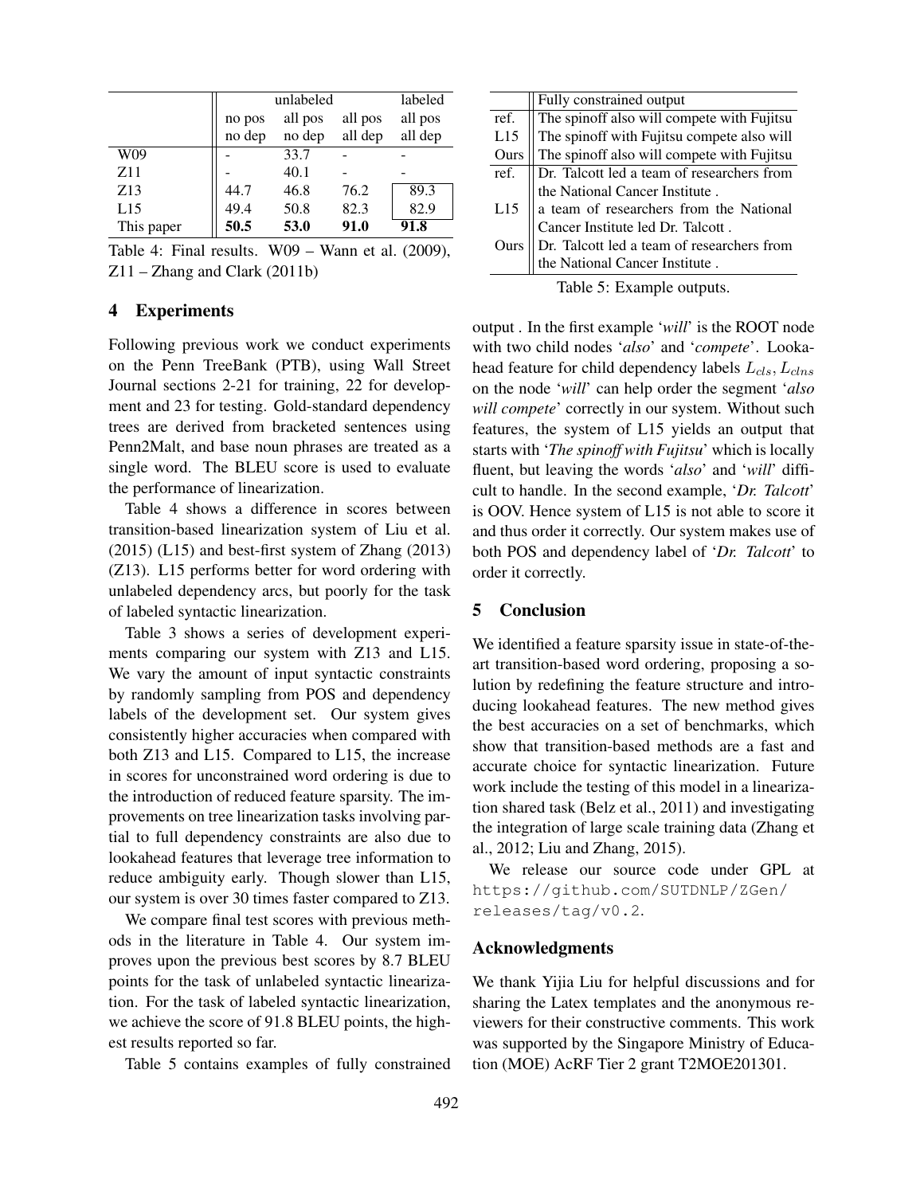| | unlabeled | | | labeled |
|---|---|---|---|---|
| | no pos<br>no dep | all pos<br>no dep | all pos<br>all dep | all pos<br>all dep |
| W09 | - | 33.7 | - | - |
| Z11 | - | 40.1 | - | - |
| Z13 | 44.7 | 46.8 | 76.2 | 89.3 |
| L15 | 49.4 | 50.8 | 82.3 | 82.9 |
| This paper | **50.5** | **53.0** | **91.0** | **91.8** |

Table 4: Final results. W09 – Wann et al. (2009), Z11 – Zhang and Clark (2011b)

| | Fully constrained output |
|---|---|
| ref. | The spinoff also will compete with Fujitsu |
| L15 | The spinoff with Fujitsu compete also will |
| Ours | The spinoff also will compete with Fujitsu |
| ref. | Dr. Talcott led a team of researchers from the National Cancer Institute . |
| L15 | a team of researchers from the National Cancer Institute led Dr. Talcott . |
| Ours | Dr. Talcott led a team of researchers from the National Cancer Institute . |

Table 5: Example outputs.

## 4 Experiments

Following previous work we conduct experiments on the Penn TreeBank (PTB), using Wall Street Journal sections 2-21 for training, 22 for development and 23 for testing. Gold-standard dependency trees are derived from bracketed sentences using Penn2Malt, and base noun phrases are treated as a single word. The BLEU score is used to evaluate the performance of linearization.

Table 4 shows a difference in scores between transition-based linearization system of Liu et al. (2015) (L15) and best-first system of Zhang (2013) (Z13). L15 performs better for word ordering with unlabeled dependency arcs, but poorly for the task of labeled syntactic linearization.

Table 3 shows a series of development experiments comparing our system with Z13 and L15. We vary the amount of input syntactic constraints by randomly sampling from POS and dependency labels of the development set. Our system gives consistently higher accuracies when compared with both Z13 and L15. Compared to L15, the increase in scores for unconstrained word ordering is due to the introduction of reduced feature sparsity. The improvements on tree linearization tasks involving partial to full dependency constraints are also due to lookahead features that leverage tree information to reduce ambiguity early. Though slower than L15, our system is over 30 times faster compared to Z13.

We compare final test scores with previous methods in the literature in Table 4. Our system improves upon the previous best scores by 8.7 BLEU points for the task of unlabeled syntactic linearization. For the task of labeled syntactic linearization, we achieve the score of 91.8 BLEU points, the highest results reported so far.

Table 5 contains examples of fully constrained output . In the first example '*will*' is the ROOT node with two child nodes '*also*' and '*compete*'. Lookahead feature for child dependency labels $L_{cls}, L_{clns}$ on the node '*will*' can help order the segment '*also will compete*' correctly in our system. Without such features, the system of L15 yields an output that starts with '*The spinoff with Fujitsu*' which is locally fluent, but leaving the words '*also*' and '*will*' difficult to handle. In the second example, '*Dr. Talcott*' is OOV. Hence system of L15 is not able to score it and thus order it correctly. Our system makes use of both POS and dependency label of '*Dr. Talcott*' to order it correctly.

## 5 Conclusion

We identified a feature sparsity issue in state-of-the-art transition-based word ordering, proposing a solution by redefining the feature structure and introducing lookahead features. The new method gives the best accuracies on a set of benchmarks, which show that transition-based methods are a fast and accurate choice for syntactic linearization. Future work include the testing of this model in a linearization shared task (Belz et al., 2011) and investigating the integration of large scale training data (Zhang et al., 2012; Liu and Zhang, 2015).

We release our source code under GPL at https://github.com/SUTDNLP/ZGen/releases/tag/v0.2.

## Acknowledgments

We thank Yijia Liu for helpful discussions and for sharing the Latex templates and the anonymous reviewers for their constructive comments. This work was supported by the Singapore Ministry of Education (MOE) AcRF Tier 2 grant T2MOE201301.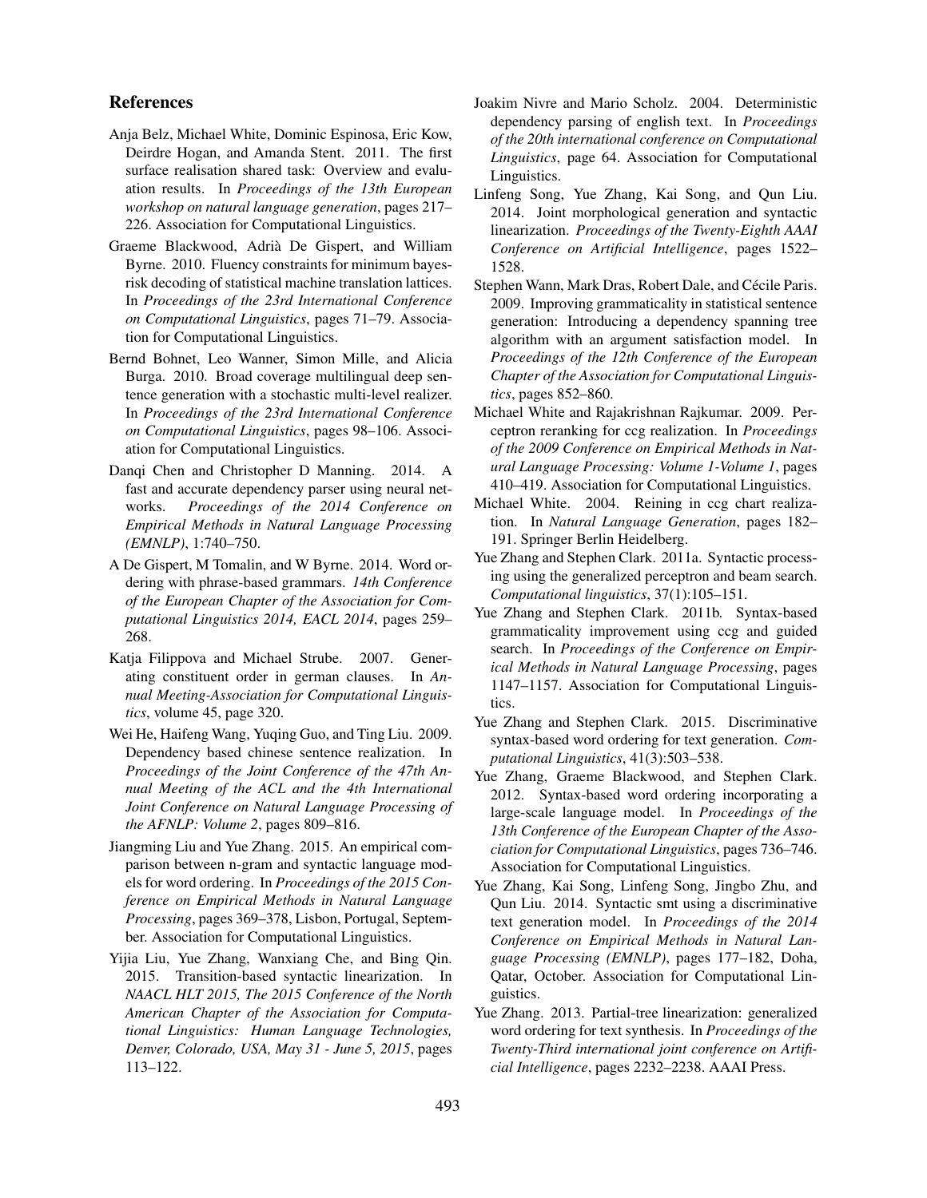## References

Anja Belz, Michael White, Dominic Espinosa, Eric Kow, Deirdre Hogan, and Amanda Stent. 2011. The first surface realisation shared task: Overview and evaluation results. In *Proceedings of the 13th European workshop on natural language generation*, pages 217–226. Association for Computational Linguistics.

Graeme Blackwood, Adrià De Gispert, and William Byrne. 2010. Fluency constraints for minimum bayes-risk decoding of statistical machine translation lattices. In *Proceedings of the 23rd International Conference on Computational Linguistics*, pages 71–79. Association for Computational Linguistics.

Bernd Bohnet, Leo Wanner, Simon Mille, and Alicia Burga. 2010. Broad coverage multilingual deep sentence generation with a stochastic multi-level realizer. In *Proceedings of the 23rd International Conference on Computational Linguistics*, pages 98–106. Association for Computational Linguistics.

Danqi Chen and Christopher D Manning. 2014. A fast and accurate dependency parser using neural networks. *Proceedings of the 2014 Conference on Empirical Methods in Natural Language Processing (EMNLP)*, 1:740–750.

A De Gispert, M Tomalin, and W Byrne. 2014. Word ordering with phrase-based grammars. *14th Conference of the European Chapter of the Association for Computational Linguistics 2014, EACL 2014*, pages 259–268.

Katja Filippova and Michael Strube. 2007. Generating constituent order in german clauses. In *Annual Meeting-Association for Computational Linguistics*, volume 45, page 320.

Wei He, Haifeng Wang, Yuqing Guo, and Ting Liu. 2009. Dependency based chinese sentence realization. In *Proceedings of the Joint Conference of the 47th Annual Meeting of the ACL and the 4th International Joint Conference on Natural Language Processing of the AFNLP: Volume 2*, pages 809–816.

Jiangming Liu and Yue Zhang. 2015. An empirical comparison between n-gram and syntactic language models for word ordering. In *Proceedings of the 2015 Conference on Empirical Methods in Natural Language Processing*, pages 369–378, Lisbon, Portugal, September. Association for Computational Linguistics.

Yijia Liu, Yue Zhang, Wanxiang Che, and Bing Qin. 2015. Transition-based syntactic linearization. In *NAACL HLT 2015, The 2015 Conference of the North American Chapter of the Association for Computational Linguistics: Human Language Technologies, Denver, Colorado, USA, May 31 - June 5, 2015*, pages 113–122.

Joakim Nivre and Mario Scholz. 2004. Deterministic dependency parsing of english text. In *Proceedings of the 20th international conference on Computational Linguistics*, page 64. Association for Computational Linguistics.

Linfeng Song, Yue Zhang, Kai Song, and Qun Liu. 2014. Joint morphological generation and syntactic linearization. *Proceedings of the Twenty-Eighth AAAI Conference on Artificial Intelligence*, pages 1522–1528.

Stephen Wann, Mark Dras, Robert Dale, and Cécile Paris. 2009. Improving grammaticality in statistical sentence generation: Introducing a dependency spanning tree algorithm with an argument satisfaction model. In *Proceedings of the 12th Conference of the European Chapter of the Association for Computational Linguistics*, pages 852–860.

Michael White and Rajakrishnan Rajkumar. 2009. Perceptron reranking for ccg realization. In *Proceedings of the 2009 Conference on Empirical Methods in Natural Language Processing: Volume 1-Volume 1*, pages 410–419. Association for Computational Linguistics.

Michael White. 2004. Reining in ccg chart realization. In *Natural Language Generation*, pages 182–191. Springer Berlin Heidelberg.

Yue Zhang and Stephen Clark. 2011a. Syntactic processing using the generalized perceptron and beam search. *Computational linguistics*, 37(1):105–151.

Yue Zhang and Stephen Clark. 2011b. Syntax-based grammaticality improvement using ccg and guided search. In *Proceedings of the Conference on Empirical Methods in Natural Language Processing*, pages 1147–1157. Association for Computational Linguistics.

Yue Zhang and Stephen Clark. 2015. Discriminative syntax-based word ordering for text generation. *Computational Linguistics*, 41(3):503–538.

Yue Zhang, Graeme Blackwood, and Stephen Clark. 2012. Syntax-based word ordering incorporating a large-scale language model. In *Proceedings of the 13th Conference of the European Chapter of the Association for Computational Linguistics*, pages 736–746. Association for Computational Linguistics.

Yue Zhang, Kai Song, Linfeng Song, Jingbo Zhu, and Qun Liu. 2014. Syntactic smt using a discriminative text generation model. In *Proceedings of the 2014 Conference on Empirical Methods in Natural Language Processing (EMNLP)*, pages 177–182, Doha, Qatar, October. Association for Computational Linguistics.

Yue Zhang. 2013. Partial-tree linearization: generalized word ordering for text synthesis. In *Proceedings of the Twenty-Third international joint conference on Artificial Intelligence*, pages 2232–2238. AAAI Press.